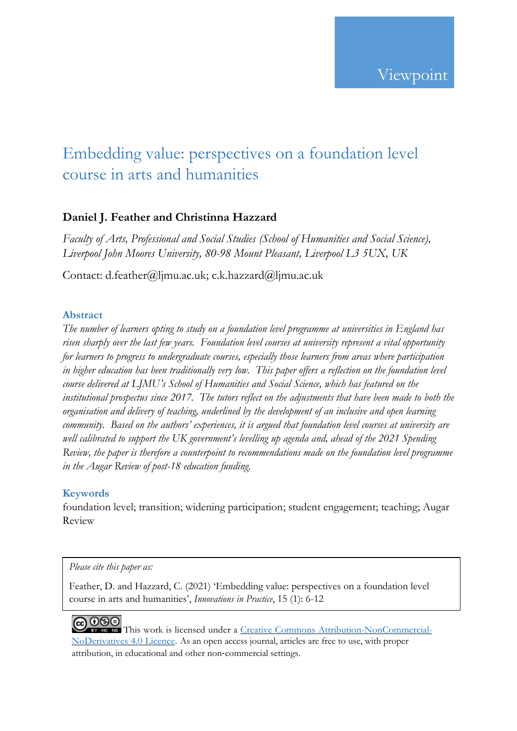Viewpoint

# Embedding value: perspectives on a foundation level course in arts and humanities

**Daniel J. Feather and Christinna Hazzard**

*Faculty of Arts, Professional and Social Studies (School of Humanities and Social Science), Liverpool John Moores University, 80-98 Mount Pleasant, Liverpool L3 5UX, UK*

Contact: d.feather@ljmu.ac.uk; c.k.hazzard@ljmu.ac.uk

## Abstract

*The number of learners opting to study on a foundation level programme at universities in England has risen sharply over the last few years. Foundation level courses at university represent a vital opportunity for learners to progress to undergraduate courses, especially those learners from areas where participation in higher education has been traditionally very low. This paper offers a reflection on the foundation level course delivered at LJMU's School of Humanities and Social Science, which has featured on the institutional prospectus since 2017. The tutors reflect on the adjustments that have been made to both the organisation and delivery of teaching, underlined by the development of an inclusive and open learning community. Based on the authors' experiences, it is argued that foundation level courses at university are well calibrated to support the UK government's levelling up agenda and, ahead of the 2021 Spending Review, the paper is therefore a counterpoint to recommendations made on the foundation level programme in the Augar Review of post-18 education funding.*

## Keywords

foundation level; transition; widening participation; student engagement; teaching; Augar Review

> *Please cite this paper as:*
>
> Feather, D. and Hazzard, C. (2021) 'Embedding value: perspectives on a foundation level course in arts and humanities', *Innovations in Practice*, 15 (1): 6-12

This work is licensed under a Creative Commons Attribution-NonCommercial-NoDerivatives 4.0 Licence. As an open access journal, articles are free to use, with proper attribution, in educational and other non-commercial settings.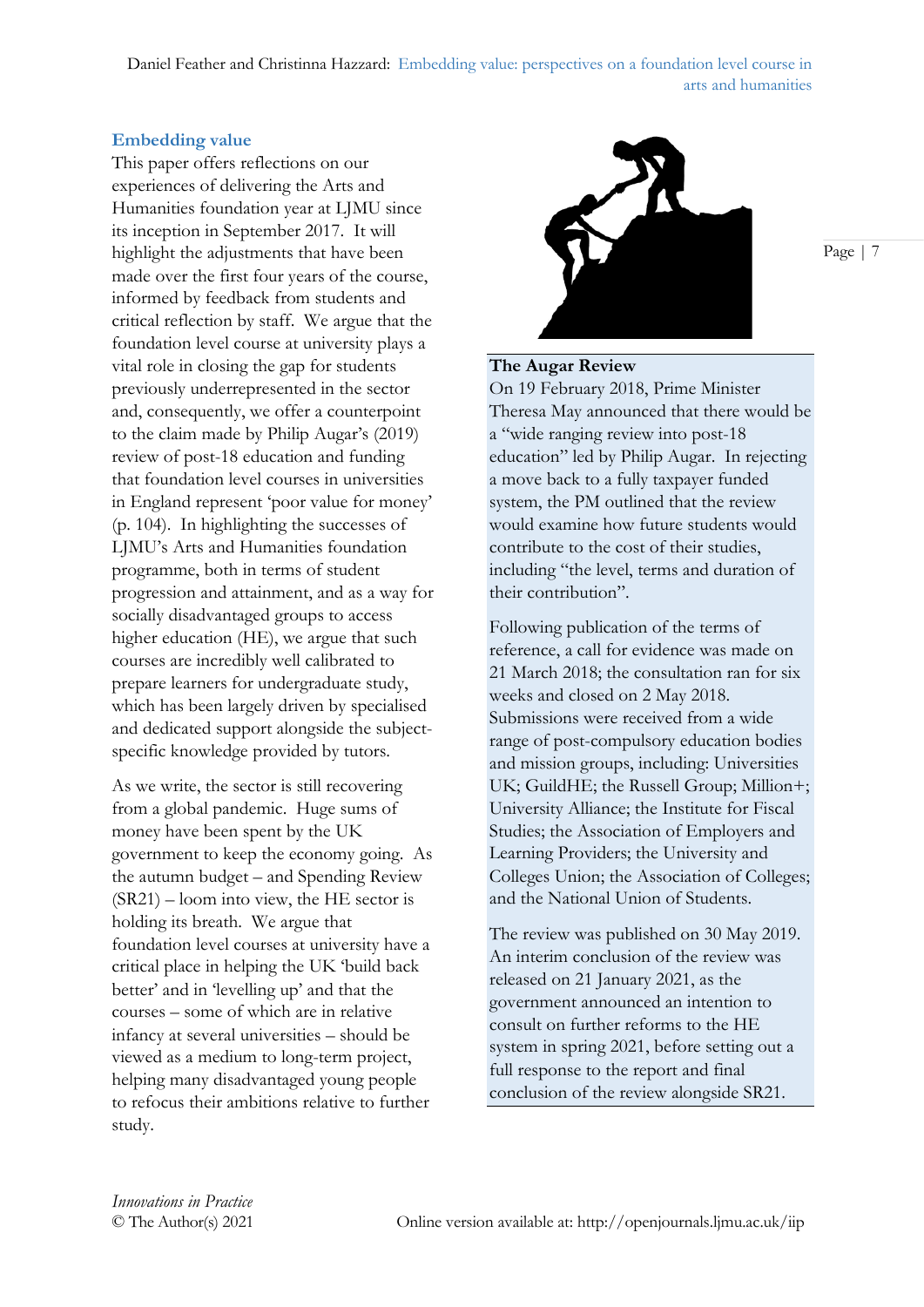## Embedding value

This paper offers reflections on our experiences of delivering the Arts and Humanities foundation year at LJMU since its inception in September 2017. It will highlight the adjustments that have been made over the first four years of the course, informed by feedback from students and critical reflection by staff. We argue that the foundation level course at university plays a vital role in closing the gap for students previously underrepresented in the sector and, consequently, we offer a counterpoint to the claim made by Philip Augar's (2019) review of post-18 education and funding that foundation level courses in universities in England represent 'poor value for money' (p. 104). In highlighting the successes of LJMU's Arts and Humanities foundation programme, both in terms of student progression and attainment, and as a way for socially disadvantaged groups to access higher education (HE), we argue that such courses are incredibly well calibrated to prepare learners for undergraduate study, which has been largely driven by specialised and dedicated support alongside the subject-specific knowledge provided by tutors.

As we write, the sector is still recovering from a global pandemic. Huge sums of money have been spent by the UK government to keep the economy going. As the autumn budget – and Spending Review (SR21) – loom into view, the HE sector is holding its breath. We argue that foundation level courses at university have a critical place in helping the UK 'build back better' and in 'levelling up' and that the courses – some of which are in relative infancy at several universities – should be viewed as a medium to long-term project, helping many disadvantaged young people to refocus their ambitions relative to further study.

**The Augar Review**

On 19 February 2018, Prime Minister Theresa May announced that there would be a "wide ranging review into post-18 education" led by Philip Augar. In rejecting a move back to a fully taxpayer funded system, the PM outlined that the review would examine how future students would contribute to the cost of their studies, including "the level, terms and duration of their contribution".

Following publication of the terms of reference, a call for evidence was made on 21 March 2018; the consultation ran for six weeks and closed on 2 May 2018. Submissions were received from a wide range of post-compulsory education bodies and mission groups, including: Universities UK; GuildHE; the Russell Group; Million+; University Alliance; the Institute for Fiscal Studies; the Association of Employers and Learning Providers; the University and Colleges Union; the Association of Colleges; and the National Union of Students.

The review was published on 30 May 2019. An interim conclusion of the review was released on 21 January 2021, as the government announced an intention to consult on further reforms to the HE system in spring 2021, before setting out a full response to the report and final conclusion of the review alongside SR21.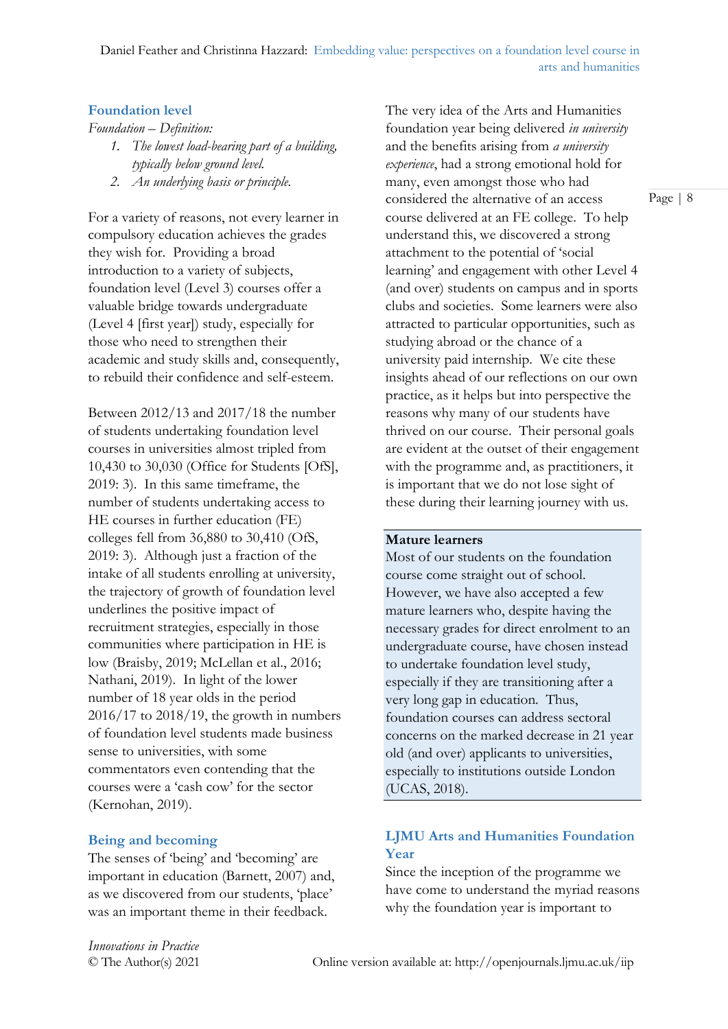## Foundation level

*Foundation – Definition:*

1. *The lowest load-bearing part of a building, typically below ground level.*
2. *An underlying basis or principle.*

For a variety of reasons, not every learner in compulsory education achieves the grades they wish for. Providing a broad introduction to a variety of subjects, foundation level (Level 3) courses offer a valuable bridge towards undergraduate (Level 4 [first year]) study, especially for those who need to strengthen their academic and study skills and, consequently, to rebuild their confidence and self-esteem.

Between 2012/13 and 2017/18 the number of students undertaking foundation level courses in universities almost tripled from 10,430 to 30,030 (Office for Students [OfS], 2019: 3). In this same timeframe, the number of students undertaking access to HE courses in further education (FE) colleges fell from 36,880 to 30,410 (OfS, 2019: 3). Although just a fraction of the intake of all students enrolling at university, the trajectory of growth of foundation level underlines the positive impact of recruitment strategies, especially in those communities where participation in HE is low (Braisby, 2019; McLellan et al., 2016; Nathani, 2019). In light of the lower number of 18 year olds in the period 2016/17 to 2018/19, the growth in numbers of foundation level students made business sense to universities, with some commentators even contending that the courses were a 'cash cow' for the sector (Kernohan, 2019).

## Being and becoming

The senses of 'being' and 'becoming' are important in education (Barnett, 2007) and, as we discovered from our students, 'place' was an important theme in their feedback. The very idea of the Arts and Humanities foundation year being delivered *in university* and the benefits arising from *a university experience*, had a strong emotional hold for many, even amongst those who had considered the alternative of an access course delivered at an FE college. To help understand this, we discovered a strong attachment to the potential of 'social learning' and engagement with other Level 4 (and over) students on campus and in sports clubs and societies. Some learners were also attracted to particular opportunities, such as studying abroad or the chance of a university paid internship. We cite these insights ahead of our reflections on our own practice, as it helps but into perspective the reasons why many of our students have thrived on our course. Their personal goals are evident at the outset of their engagement with the programme and, as practitioners, it is important that we do not lose sight of these during their learning journey with us.

**Mature learners**

Most of our students on the foundation course come straight out of school. However, we have also accepted a few mature learners who, despite having the necessary grades for direct enrolment to an undergraduate course, have chosen instead to undertake foundation level study, especially if they are transitioning after a very long gap in education. Thus, foundation courses can address sectoral concerns on the marked decrease in 21 year old (and over) applicants to universities, especially to institutions outside London (UCAS, 2018).

## LJMU Arts and Humanities Foundation Year

Since the inception of the programme we have come to understand the myriad reasons why the foundation year is important to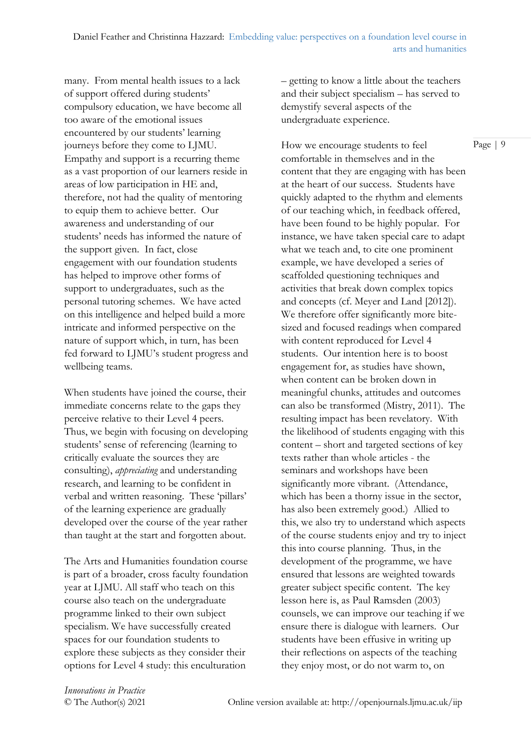many. From mental health issues to a lack of support offered during students' compulsory education, we have become all too aware of the emotional issues encountered by our students' learning journeys before they come to LJMU. Empathy and support is a recurring theme as a vast proportion of our learners reside in areas of low participation in HE and, therefore, not had the quality of mentoring to equip them to achieve better. Our awareness and understanding of our students' needs has informed the nature of the support given. In fact, close engagement with our foundation students has helped to improve other forms of support to undergraduates, such as the personal tutoring schemes. We have acted on this intelligence and helped build a more intricate and informed perspective on the nature of support which, in turn, has been fed forward to LJMU's student progress and wellbeing teams.

When students have joined the course, their immediate concerns relate to the gaps they perceive relative to their Level 4 peers. Thus, we begin with focusing on developing students' sense of referencing (learning to critically evaluate the sources they are consulting), *appreciating* and understanding research, and learning to be confident in verbal and written reasoning. These 'pillars' of the learning experience are gradually developed over the course of the year rather than taught at the start and forgotten about.

The Arts and Humanities foundation course is part of a broader, cross faculty foundation year at LJMU. All staff who teach on this course also teach on the undergraduate programme linked to their own subject specialism. We have successfully created spaces for our foundation students to explore these subjects as they consider their options for Level 4 study: this enculturation – getting to know a little about the teachers and their subject specialism – has served to demystify several aspects of the undergraduate experience.

How we encourage students to feel comfortable in themselves and in the content that they are engaging with has been at the heart of our success. Students have quickly adapted to the rhythm and elements of our teaching which, in feedback offered, have been found to be highly popular. For instance, we have taken special care to adapt what we teach and, to cite one prominent example, we have developed a series of scaffolded questioning techniques and activities that break down complex topics and concepts (cf. Meyer and Land [2012]). We therefore offer significantly more bite-sized and focused readings when compared with content reproduced for Level 4 students. Our intention here is to boost engagement for, as studies have shown, when content can be broken down in meaningful chunks, attitudes and outcomes can also be transformed (Mistry, 2011). The resulting impact has been revelatory. With the likelihood of students engaging with this content – short and targeted sections of key texts rather than whole articles - the seminars and workshops have been significantly more vibrant. (Attendance, which has been a thorny issue in the sector, has also been extremely good.) Allied to this, we also try to understand which aspects of the course students enjoy and try to inject this into course planning. Thus, in the development of the programme, we have ensured that lessons are weighted towards greater subject specific content. The key lesson here is, as Paul Ramsden (2003) counsels, we can improve our teaching if we ensure there is dialogue with learners. Our students have been effusive in writing up their reflections on aspects of the teaching they enjoy most, or do not warm to, on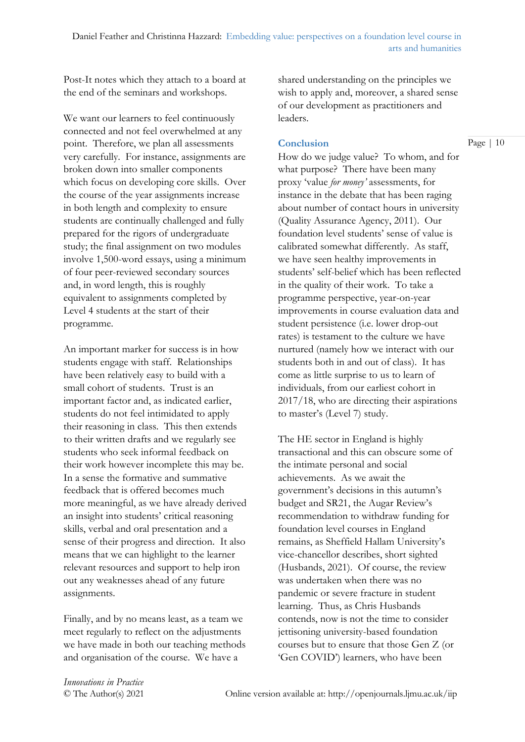Post-It notes which they attach to a board at the end of the seminars and workshops.

We want our learners to feel continuously connected and not feel overwhelmed at any point. Therefore, we plan all assessments very carefully. For instance, assignments are broken down into smaller components which focus on developing core skills. Over the course of the year assignments increase in both length and complexity to ensure students are continually challenged and fully prepared for the rigors of undergraduate study; the final assignment on two modules involve 1,500-word essays, using a minimum of four peer-reviewed secondary sources and, in word length, this is roughly equivalent to assignments completed by Level 4 students at the start of their programme.

An important marker for success is in how students engage with staff. Relationships have been relatively easy to build with a small cohort of students. Trust is an important factor and, as indicated earlier, students do not feel intimidated to apply their reasoning in class. This then extends to their written drafts and we regularly see students who seek informal feedback on their work however incomplete this may be. In a sense the formative and summative feedback that is offered becomes much more meaningful, as we have already derived an insight into students' critical reasoning skills, verbal and oral presentation and a sense of their progress and direction. It also means that we can highlight to the learner relevant resources and support to help iron out any weaknesses ahead of any future assignments.

Finally, and by no means least, as a team we meet regularly to reflect on the adjustments we have made in both our teaching methods and organisation of the course. We have a shared understanding on the principles we wish to apply and, moreover, a shared sense of our development as practitioners and leaders.

## Conclusion

How do we judge value? To whom, and for what purpose? There have been many proxy 'value *for money*' assessments, for instance in the debate that has been raging about number of contact hours in university (Quality Assurance Agency, 2011). Our foundation level students' sense of value is calibrated somewhat differently. As staff, we have seen healthy improvements in students' self-belief which has been reflected in the quality of their work. To take a programme perspective, year-on-year improvements in course evaluation data and student persistence (i.e. lower drop-out rates) is testament to the culture we have nurtured (namely how we interact with our students both in and out of class). It has come as little surprise to us to learn of individuals, from our earliest cohort in 2017/18, who are directing their aspirations to master's (Level 7) study.

The HE sector in England is highly transactional and this can obscure some of the intimate personal and social achievements. As we await the government's decisions in this autumn's budget and SR21, the Augar Review's recommendation to withdraw funding for foundation level courses in England remains, as Sheffield Hallam University's vice-chancellor describes, short sighted (Husbands, 2021). Of course, the review was undertaken when there was no pandemic or severe fracture in student learning. Thus, as Chris Husbands contends, now is not the time to consider jettisoning university-based foundation courses but to ensure that those Gen Z (or 'Gen COVID') learners, who have been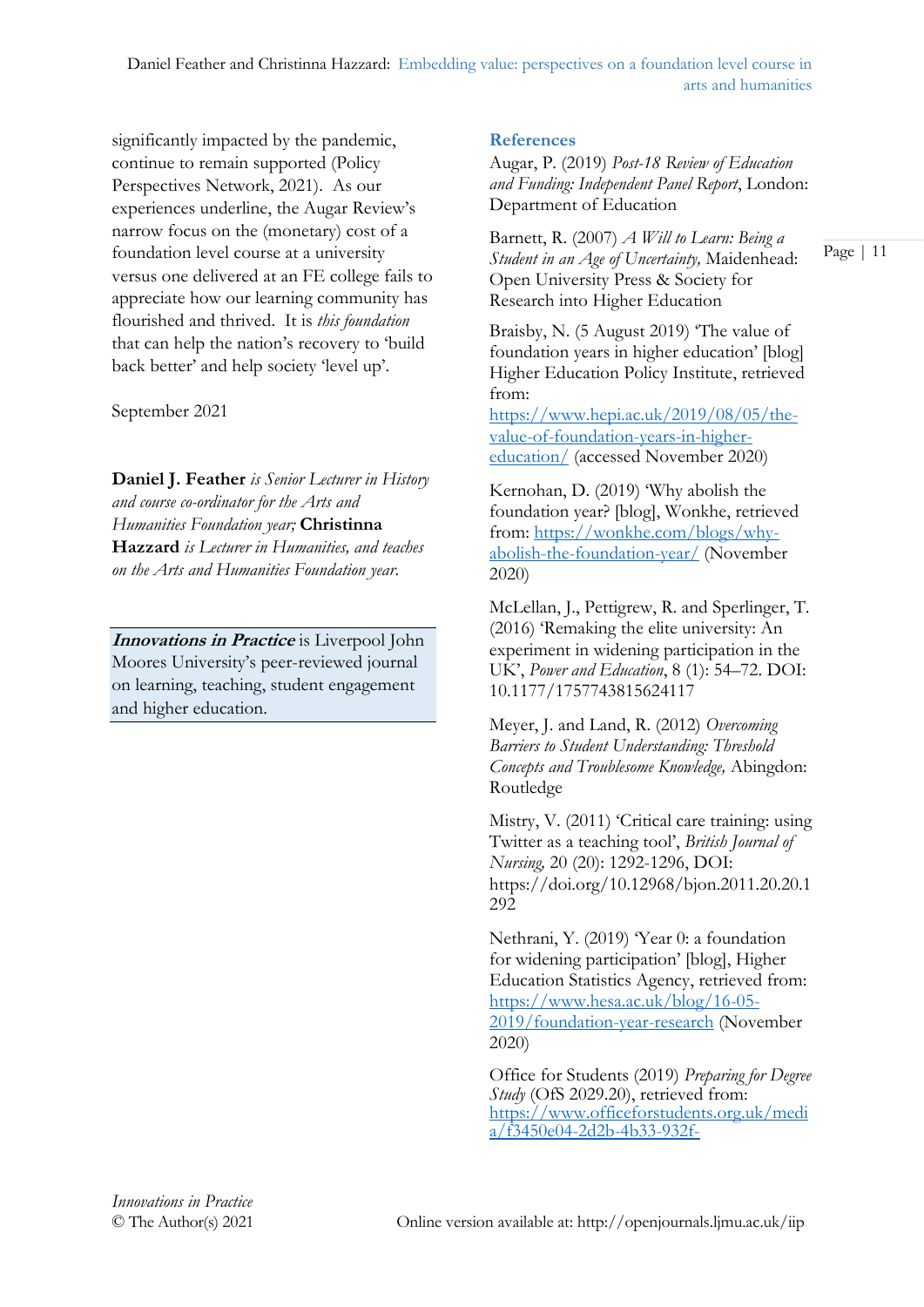significantly impacted by the pandemic, continue to remain supported (Policy Perspectives Network, 2021). As our experiences underline, the Augar Review's narrow focus on the (monetary) cost of a foundation level course at a university versus one delivered at an FE college fails to appreciate how our learning community has flourished and thrived. It is *this foundation* that can help the nation's recovery to 'build back better' and help society 'level up'.

September 2021

**Daniel J. Feather** *is Senior Lecturer in History and course co-ordinator for the Arts and Humanities Foundation year;* **Christinna Hazzard** *is Lecturer in Humanities, and teaches on the Arts and Humanities Foundation year.*

***Innovations in Practice*** is Liverpool John Moores University's peer-reviewed journal on learning, teaching, student engagement and higher education.

## References

Augar, P. (2019) *Post-18 Review of Education and Funding: Independent Panel Report*, London: Department of Education

Barnett, R. (2007) *A Will to Learn: Being a Student in an Age of Uncertainty,* Maidenhead: Open University Press & Society for Research into Higher Education

Braisby, N. (5 August 2019) 'The value of foundation years in higher education' [blog] Higher Education Policy Institute, retrieved from: https://www.hepi.ac.uk/2019/08/05/the-value-of-foundation-years-in-higher-education/ (accessed November 2020)

Kernohan, D. (2019) 'Why abolish the foundation year? [blog], Wonkhe, retrieved from: https://wonkhe.com/blogs/why-abolish-the-foundation-year/ (November 2020)

McLellan, J., Pettigrew, R. and Sperlinger, T. (2016) 'Remaking the elite university: An experiment in widening participation in the UK', *Power and Education*, 8 (1): 54–72. DOI: 10.1177/1757743815624117

Meyer, J. and Land, R. (2012) *Overcoming Barriers to Student Understanding: Threshold Concepts and Troublesome Knowledge,* Abingdon: Routledge

Mistry, V. (2011) 'Critical care training: using Twitter as a teaching tool', *British Journal of Nursing,* 20 (20): 1292-1296, DOI: https://doi.org/10.12968/bjon.2011.20.20.1292

Nethrani, Y. (2019) 'Year 0: a foundation for widening participation' [blog], Higher Education Statistics Agency, retrieved from: https://www.hesa.ac.uk/blog/16-05-2019/foundation-year-research (November 2020)

Office for Students (2019) *Preparing for Degree Study* (OfS 2029.20), retrieved from: https://www.officeforstudents.org.uk/media/f3450e04-2d2b-4b33-932f-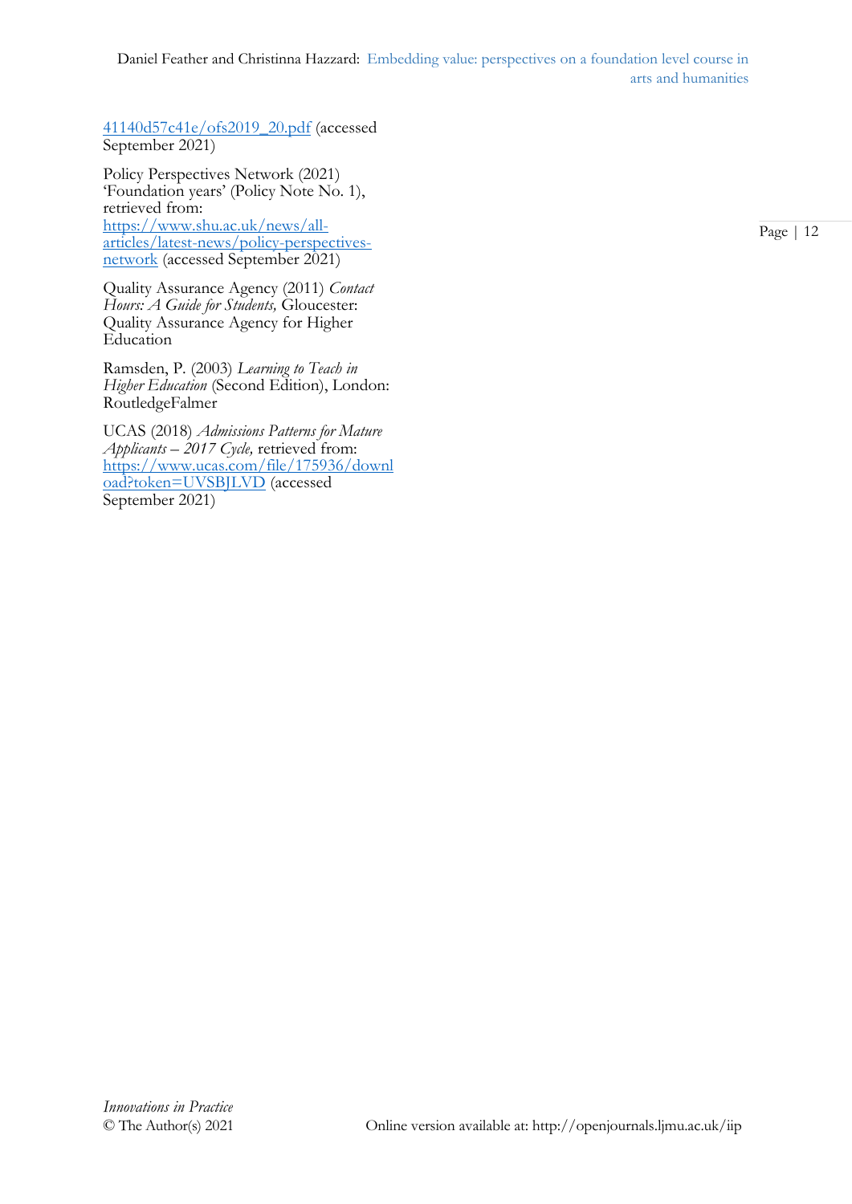41140d57c41e/ofs2019_20.pdf (accessed September 2021)

Policy Perspectives Network (2021) 'Foundation years' (Policy Note No. 1), retrieved from: https://www.shu.ac.uk/news/all-articles/latest-news/policy-perspectives-network (accessed September 2021)

Quality Assurance Agency (2011) *Contact Hours: A Guide for Students,* Gloucester: Quality Assurance Agency for Higher Education

Ramsden, P. (2003) *Learning to Teach in Higher Education* (Second Edition), London: RoutledgeFalmer

UCAS (2018) *Admissions Patterns for Mature Applicants – 2017 Cycle,* retrieved from: https://www.ucas.com/file/175936/download?token=UVSBJLVD (accessed September 2021)